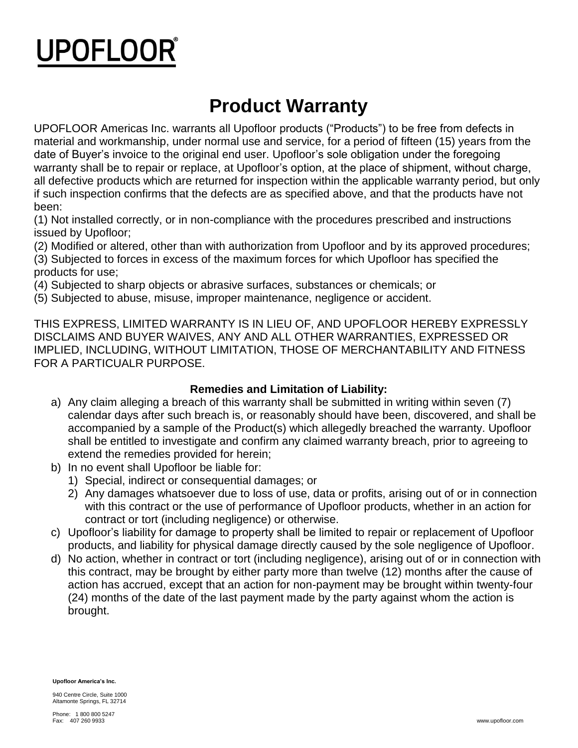# UPOFLOOR®

## Product Warranty

UPOFLOOR Americas Inc. warrants all Upofloor products ("Products") to be free from defects in material and workmanship, under normal use and service, for a period of fifteen (15) years from the date of Buyer's invoice to the original end user. Upofloor's sole obligation under the foregoing warranty shall be to repair or replace, at Upofloor's option, at the place of shipment, without charge, all defective products which are returned for inspection within the applicable warranty period, but only if such inspection confirms that the defects are as specified above, and that the products have not been:

(1) Not installed correctly, or in non-compliance with the procedures prescribed and instructions issued by Upofloor;
(2) Modified or altered, other than with authorization from Upofloor and by its approved procedures;
(3) Subjected to forces in excess of the maximum forces for which Upofloor has specified the products for use;
(4) Subjected to sharp objects or abrasive surfaces, substances or chemicals; or
(5) Subjected to abuse, misuse, improper maintenance, negligence or accident.

THIS EXPRESS, LIMITED WARRANTY IS IN LIEU OF, AND UPOFLOOR HEREBY EXPRESSLY DISCLAIMS AND BUYER WAIVES, ANY AND ALL OTHER WARRANTIES, EXPRESSED OR IMPLIED, INCLUDING, WITHOUT LIMITATION, THOSE OF MERCHANTABILITY AND FITNESS FOR A PARTICUALR PURPOSE.

**Remedies and Limitation of Liability:**

a) Any claim alleging a breach of this warranty shall be submitted in writing within seven (7) calendar days after such breach is, or reasonably should have been, discovered, and shall be accompanied by a sample of the Product(s) which allegedly breached the warranty. Upofloor shall be entitled to investigate and confirm any claimed warranty breach, prior to agreeing to extend the remedies provided for herein;
b) In no event shall Upofloor be liable for:
    1) Special, indirect or consequential damages; or
    2) Any damages whatsoever due to loss of use, data or profits, arising out of or in connection with this contract or the use of performance of Upofloor products, whether in an action for contract or tort (including negligence) or otherwise.
c) Upofloor's liability for damage to property shall be limited to repair or replacement of Upofloor products, and liability for physical damage directly caused by the sole negligence of Upofloor.
d) No action, whether in contract or tort (including negligence), arising out of or in connection with this contract, may be brought by either party more than twelve (12) months after the cause of action has accrued, except that an action for non-payment may be brought within twenty-four (24) months of the date of the last payment made by the party against whom the action is brought.

**Upofloor America's Inc.**

940 Centre Circle, Suite 1000
Altamonte Springs, FL 32714

Phone: 1 800 800 5247
Fax: 407 260 9933

www.upofloor.com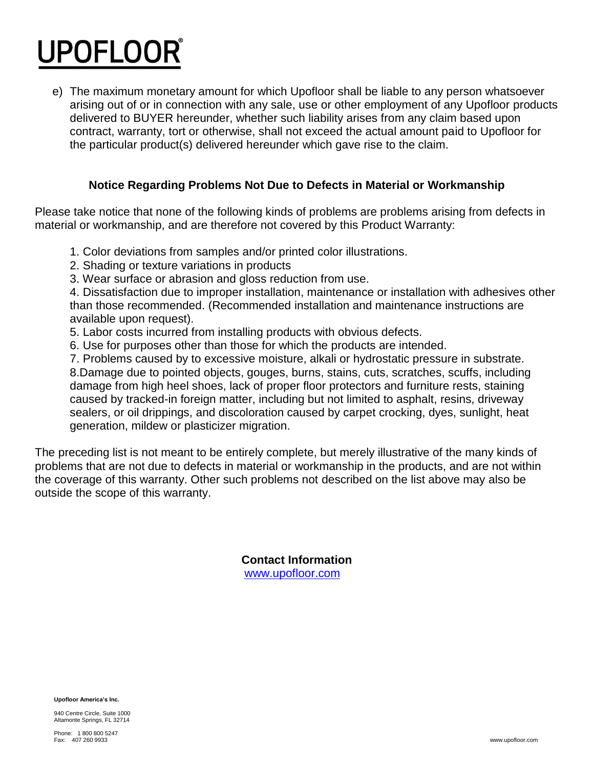# UPOFLOOR®

e) The maximum monetary amount for which Upofloor shall be liable to any person whatsoever arising out of or in connection with any sale, use or other employment of any Upofloor products delivered to BUYER hereunder, whether such liability arises from any claim based upon contract, warranty, tort or otherwise, shall not exceed the actual amount paid to Upofloor for the particular product(s) delivered hereunder which gave rise to the claim.

**Notice Regarding Problems Not Due to Defects in Material or Workmanship**

Please take notice that none of the following kinds of problems are problems arising from defects in material or workmanship, and are therefore not covered by this Product Warranty:

1. Color deviations from samples and/or printed color illustrations.
2. Shading or texture variations in products
3. Wear surface or abrasion and gloss reduction from use.
4. Dissatisfaction due to improper installation, maintenance or installation with adhesives other than those recommended. (Recommended installation and maintenance instructions are available upon request).
5. Labor costs incurred from installing products with obvious defects.
6. Use for purposes other than those for which the products are intended.
7. Problems caused by to excessive moisture, alkali or hydrostatic pressure in substrate.
8. Damage due to pointed objects, gouges, burns, stains, cuts, scratches, scuffs, including damage from high heel shoes, lack of proper floor protectors and furniture rests, staining caused by tracked-in foreign matter, including but not limited to asphalt, resins, driveway sealers, or oil drippings, and discoloration caused by carpet crocking, dyes, sunlight, heat generation, mildew or plasticizer migration.

The preceding list is not meant to be entirely complete, but merely illustrative of the many kinds of problems that are not due to defects in material or workmanship in the products, and are not within the coverage of this warranty. Other such problems not described on the list above may also be outside the scope of this warranty.

**Contact Information**
www.upofloor.com

**Upofloor America's Inc.**

940 Centre Circle, Suite 1000
Altamonte Springs, FL 32714

Phone: 1 800 800 5247
Fax: 407 260 9933

www.upofloor.com